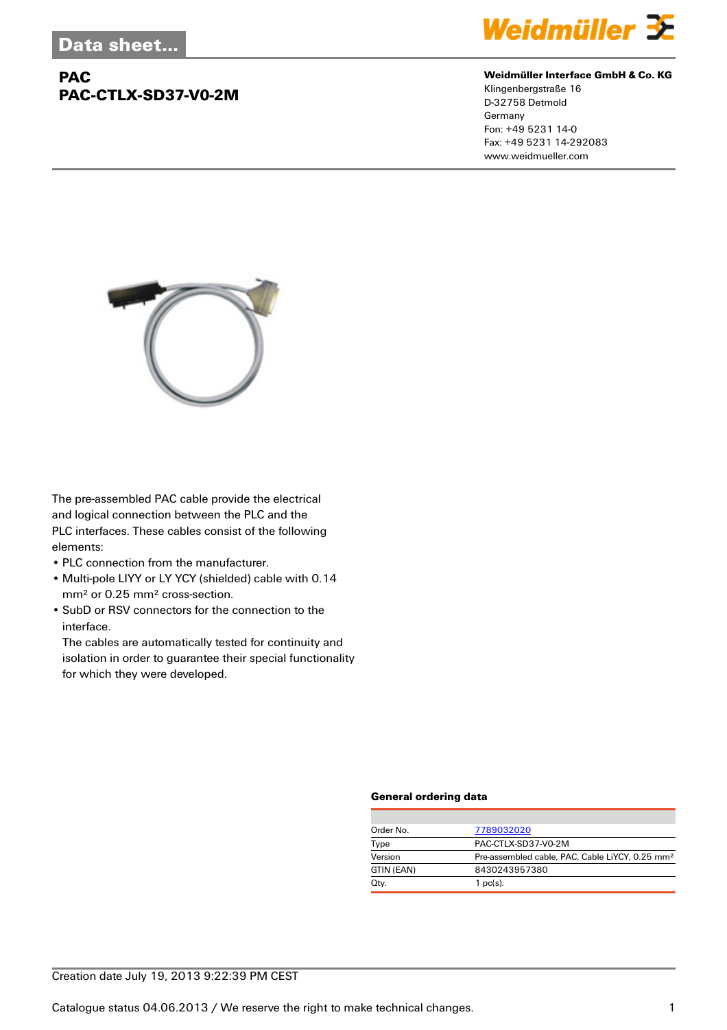# Data sheet...

## PAC
## PAC-CTLX-SD37-V0-2M

**Weidmüller Interface GmbH & Co. KG**
Klingenbergstraße 16
D-32758 Detmold
Germany
Fon: +49 5231 14-0
Fax: +49 5231 14-292083
www.weidmueller.com

The pre-assembled PAC cable provide the electrical and logical connection between the PLC and the PLC interfaces. These cables consist of the following elements:

- PLC connection from the manufacturer.
- Multi-pole LIYY or LY YCY (shielded) cable with 0.14 mm² or 0.25 mm² cross-section.
- SubD or RSV connectors for the connection to the interface.
  The cables are automatically tested for continuity and isolation in order to guarantee their special functionality for which they were developed.

### General ordering data

| | |
|---|---|
| Order No. | 7789032020 |
| Type | PAC-CTLX-SD37-V0-2M |
| Version | Pre-assembled cable, PAC, Cable LiYCY, 0.25 mm² |
| GTIN (EAN) | 8430243957380 |
| Qty. | 1 pc(s). |

Creation date July 19, 2013 9:22:39 PM CEST

Catalogue status 04.06.2013 / We reserve the right to make technical changes.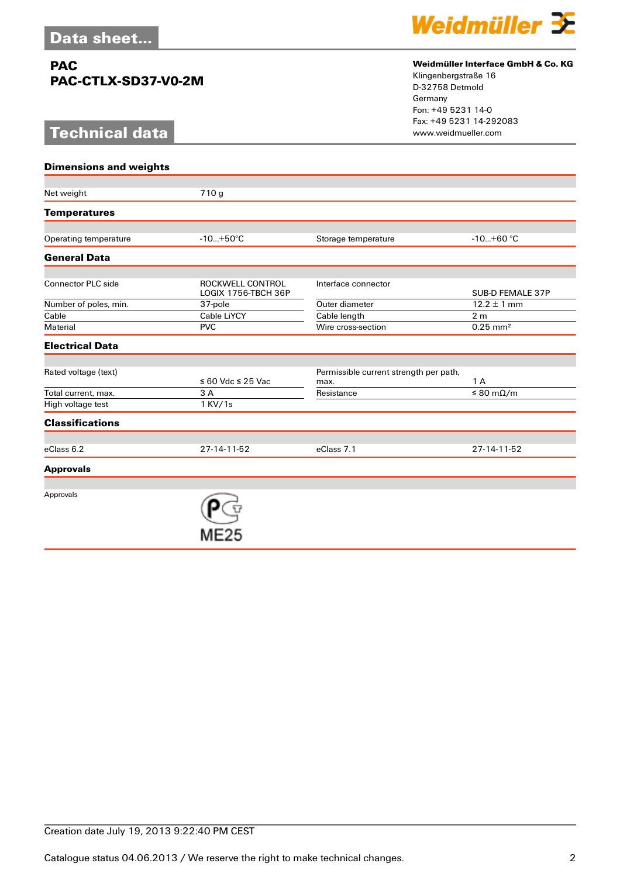# Data sheet...

## PAC
## PAC-CTLX-SD37-V0-2M

**Weidmüller Interface GmbH & Co. KG**
Klingenbergstraße 16
D-32758 Detmold
Germany
Fon: +49 5231 14-0
Fax: +49 5231 14-292083
www.weidmueller.com

# Technical data

### Dimensions and weights

| | | | |
|---|---|---|---|
| Net weight | 710 g | | |

### Temperatures

| | | | |
|---|---|---|---|
| Operating temperature | -10...+50°C | Storage temperature | -10...+60 °C |

### General Data

| | | | |
|---|---|---|---|
| Connector PLC side | ROCKWELL CONTROL LOGIX 1756-TBCH 36P | Interface connector | SUB-D FEMALE 37P |
| Number of poles, min. | 37-pole | Outer diameter | 12.2 ± 1 mm |
| Cable | Cable LiYCY | Cable length | 2 m |
| Material | PVC | Wire cross-section | 0.25 mm² |

### Electrical Data

| | | | |
|---|---|---|---|
| Rated voltage (text) | ≤ 60 Vdc ≤ 25 Vac | Permissible current strength per path, max. | 1 A |
| Total current, max. | 3 A | Resistance | ≤ 80 mΩ/m |
| High voltage test | 1 KV/1s | | |

### Classifications

| | | | |
|---|---|---|---|
| eClass 6.2 | 27-14-11-52 | eClass 7.1 | 27-14-11-52 |

### Approvals

Approvals

ME25

Creation date July 19, 2013 9:22:40 PM CEST

Catalogue status 04.06.2013 / We reserve the right to make technical changes.